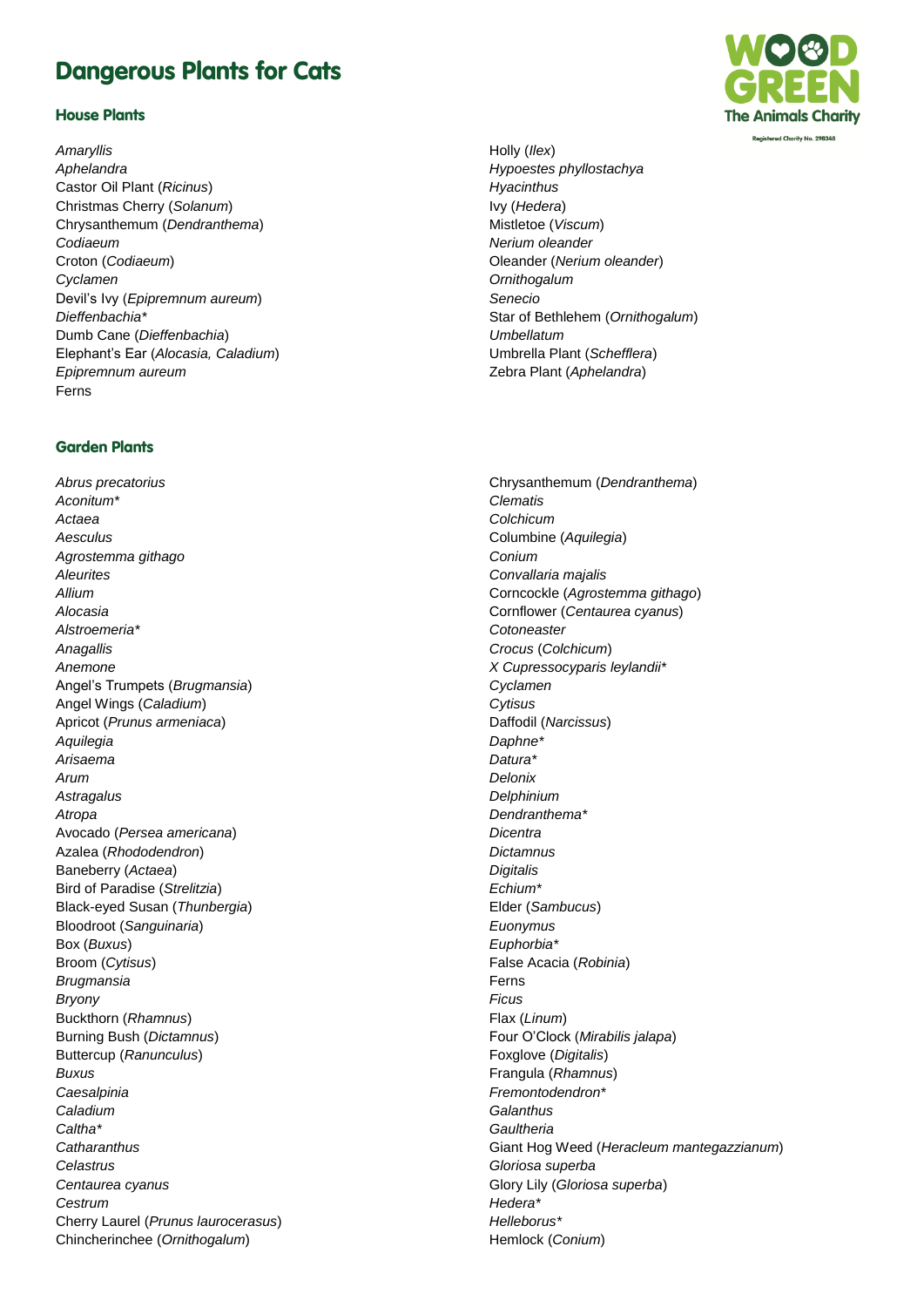# Dangerous Plants for Cats

## House Plants

*Amaryllis*
*Aphelandra*
Castor Oil Plant (*Ricinus*)
Christmas Cherry (*Solanum*)
Chrysanthemum (*Dendranthema*)
*Codiaeum*
Croton (*Codiaeum*)
*Cyclamen*
Devil's Ivy (*Epipremnum aureum*)
*Dieffenbachia**
Dumb Cane (*Dieffenbachia*)
Elephant's Ear (*Alocasia, Caladium*)
*Epipremnum aureum*
Ferns
Holly (*Ilex*)
*Hypoestes phyllostachya*
*Hyacinthus*
Ivy (*Hedera*)
Mistletoe (*Viscum*)
*Nerium oleander*
Oleander (*Nerium oleander*)
*Ornithogalum*
*Senecio*
Star of Bethlehem (*Ornithogalum*)
*Umbellatum*
Umbrella Plant (*Schefflera*)
Zebra Plant (*Aphelandra*)

## Garden Plants

*Abrus precatorius*
*Aconitum**
*Actaea*
*Aesculus*
*Agrostemma githago*
*Aleurites*
*Allium*
*Alocasia*
*Alstroemeria**
*Anagallis*
*Anemone*
Angel's Trumpets (*Brugmansia*)
Angel Wings (*Caladium*)
Apricot (*Prunus armeniaca*)
*Aquilegia*
*Arisaema*
*Arum*
*Astragalus*
*Atropa*
Avocado (*Persea americana*)
Azalea (*Rhododendron*)
Baneberry (*Actaea*)
Bird of Paradise (*Strelitzia*)
Black-eyed Susan (*Thunbergia*)
Bloodroot (*Sanguinaria*)
Box (*Buxus*)
Broom (*Cytisus*)
*Brugmansia*
*Bryony*
Buckthorn (*Rhamnus*)
Burning Bush (*Dictamnus*)
Buttercup (*Ranunculus*)
*Buxus*
*Caesalpinia*
*Caladium*
*Caltha**
*Catharanthus*
*Celastrus*
*Centaurea cyanus*
*Cestrum*
Cherry Laurel (*Prunus laurocerasus*)
Chincherinchee (*Ornithogalum*)
Chrysanthemum (*Dendranthema*)
*Clematis*
*Colchicum*
Columbine (*Aquilegia*)
*Conium*
*Convallaria majalis*
Corncockle (*Agrostemma githago*)
Cornflower (*Centaurea cyanus*)
*Cotoneaster*
*Crocus* (*Colchicum*)
*X Cupressocyparis leylandii**
*Cyclamen*
*Cytisus*
Daffodil (*Narcissus*)
*Daphne**
*Datura**
*Delonix*
*Delphinium*
*Dendranthema**
*Dicentra*
*Dictamnus*
*Digitalis*
*Echium**
Elder (*Sambucus*)
*Euonymus*
*Euphorbia**
False Acacia (*Robinia*)
Ferns
*Ficus*
Flax (*Linum*)
Four O'Clock (*Mirabilis jalapa*)
Foxglove (*Digitalis*)
Frangula (*Rhamnus*)
*Fremontodendron**
*Galanthus*
*Gaultheria*
Giant Hog Weed (*Heracleum mantegazzianum*)
*Gloriosa superba*
Glory Lily (*Gloriosa superba*)
*Hedera**
*Helleborus**
Hemlock (*Conium*)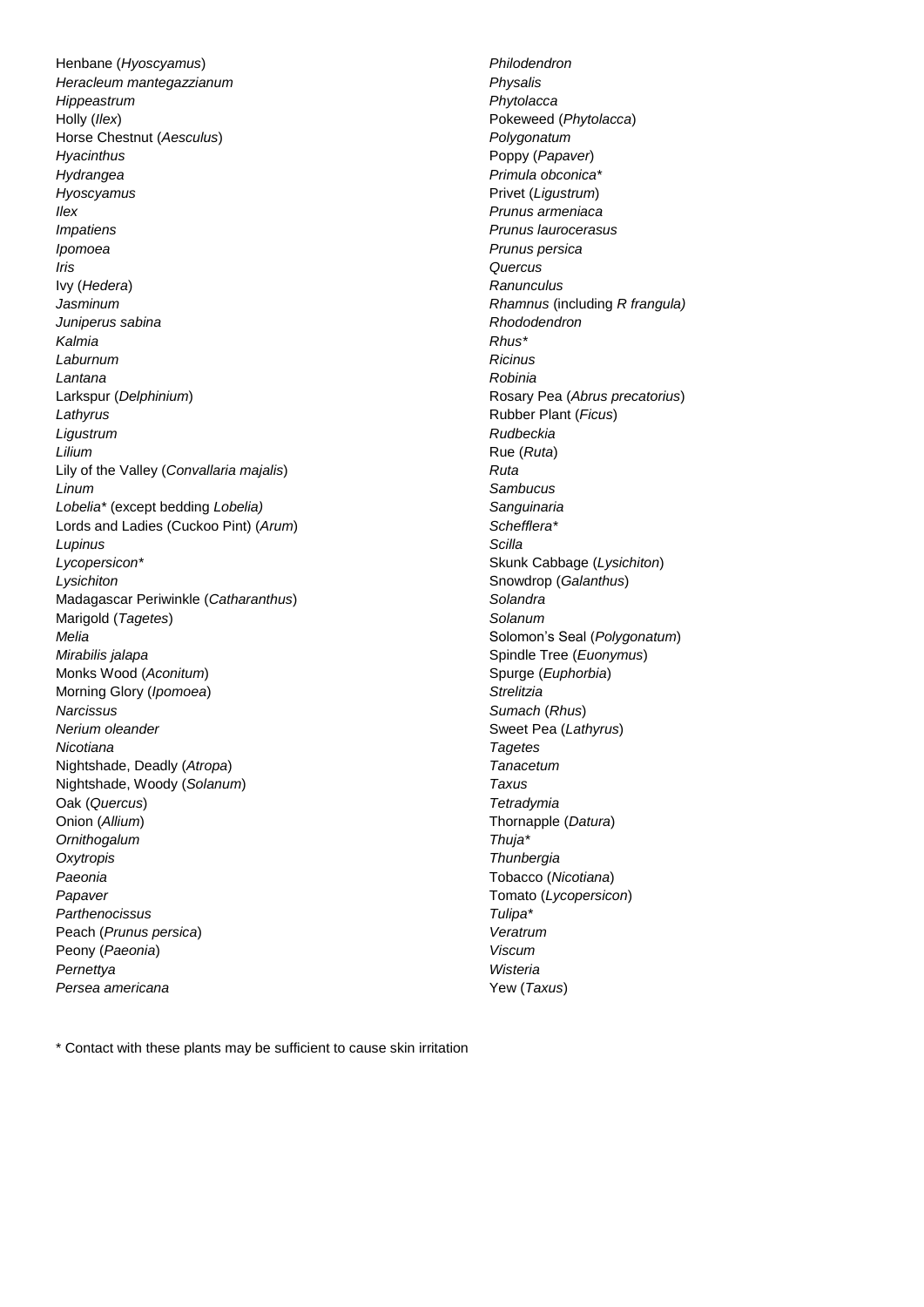Henbane (*Hyoscyamus*)
*Heracleum mantegazzianum*
*Hippeastrum*
Holly (*Ilex*)
Horse Chestnut (*Aesculus*)
*Hyacinthus*
*Hydrangea*
*Hyoscyamus*
*Ilex*
*Impatiens*
*Ipomoea*
*Iris*
Ivy (*Hedera*)
*Jasminum*
*Juniperus sabina*
*Kalmia*
*Laburnum*
*Lantana*
Larkspur (*Delphinium*)
*Lathyrus*
*Ligustrum*
*Lilium*
Lily of the Valley (*Convallaria majalis*)
*Linum*
*Lobelia** (except bedding *Lobelia)*
Lords and Ladies (Cuckoo Pint) (*Arum*)
*Lupinus*
*Lycopersicon**
*Lysichiton*
Madagascar Periwinkle (*Catharanthus*)
Marigold (*Tagetes*)
*Melia*
*Mirabilis jalapa*
Monks Wood (*Aconitum*)
Morning Glory (*Ipomoea*)
*Narcissus*
*Nerium oleander*
*Nicotiana*
Nightshade, Deadly (*Atropa*)
Nightshade, Woody (*Solanum*)
Oak (*Quercus*)
Onion (*Allium*)
*Ornithogalum*
*Oxytropis*
*Paeonia*
*Papaver*
*Parthenocissus*
Peach (*Prunus persica*)
Peony (*Paeonia*)
*Pernettya*
*Persea americana*
*Philodendron*
*Physalis*
*Phytolacca*
Pokeweed (*Phytolacca*)
*Polygonatum*
Poppy (*Papaver*)
*Primula obconica**
Privet (*Ligustrum*)
*Prunus armeniaca*
*Prunus laurocerasus*
*Prunus persica*
*Quercus*
*Ranunculus*
*Rhamnus* (including *R frangula)*
*Rhododendron*
*Rhus**
*Ricinus*
*Robinia*
Rosary Pea (*Abrus precatorius*)
Rubber Plant (*Ficus*)
*Rudbeckia*
Rue (*Ruta*)
*Ruta*
*Sambucus*
*Sanguinaria*
*Schefflera**
*Scilla*
Skunk Cabbage (*Lysichiton*)
Snowdrop (*Galanthus*)
*Solandra*
*Solanum*
Solomon's Seal (*Polygonatum*)
Spindle Tree (*Euonymus*)
Spurge (*Euphorbia*)
*Strelitzia*
*Sumach* (*Rhus*)
Sweet Pea (*Lathyrus*)
*Tagetes*
*Tanacetum*
*Taxus*
*Tetradymia*
Thornapple (*Datura*)
*Thuja**
*Thunbergia*
Tobacco (*Nicotiana*)
Tomato (*Lycopersicon*)
*Tulipa**
*Veratrum*
*Viscum*
*Wisteria*
Yew (*Taxus*)

* Contact with these plants may be sufficient to cause skin irritation